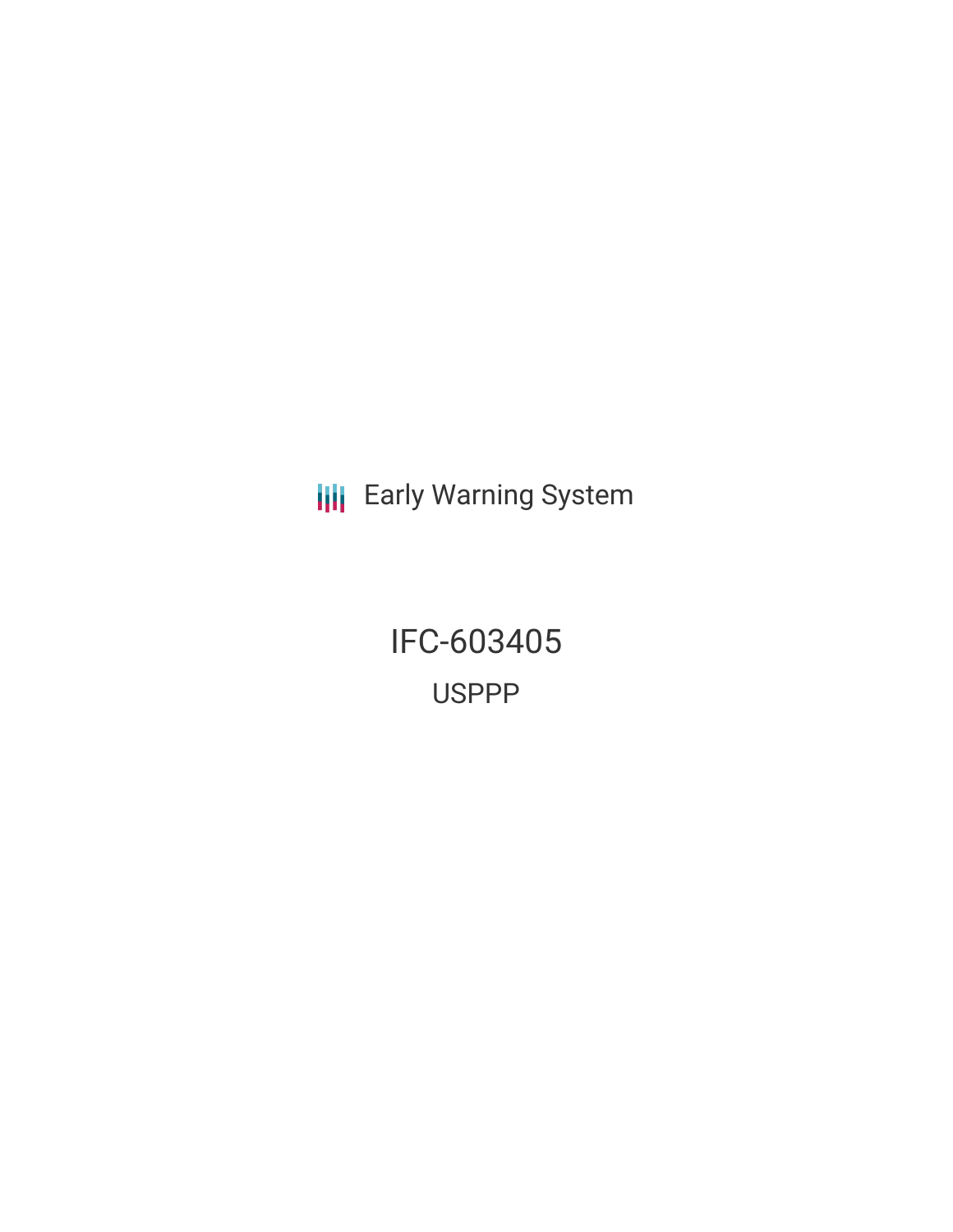Early Warning System

# IFC-603405

## USPPP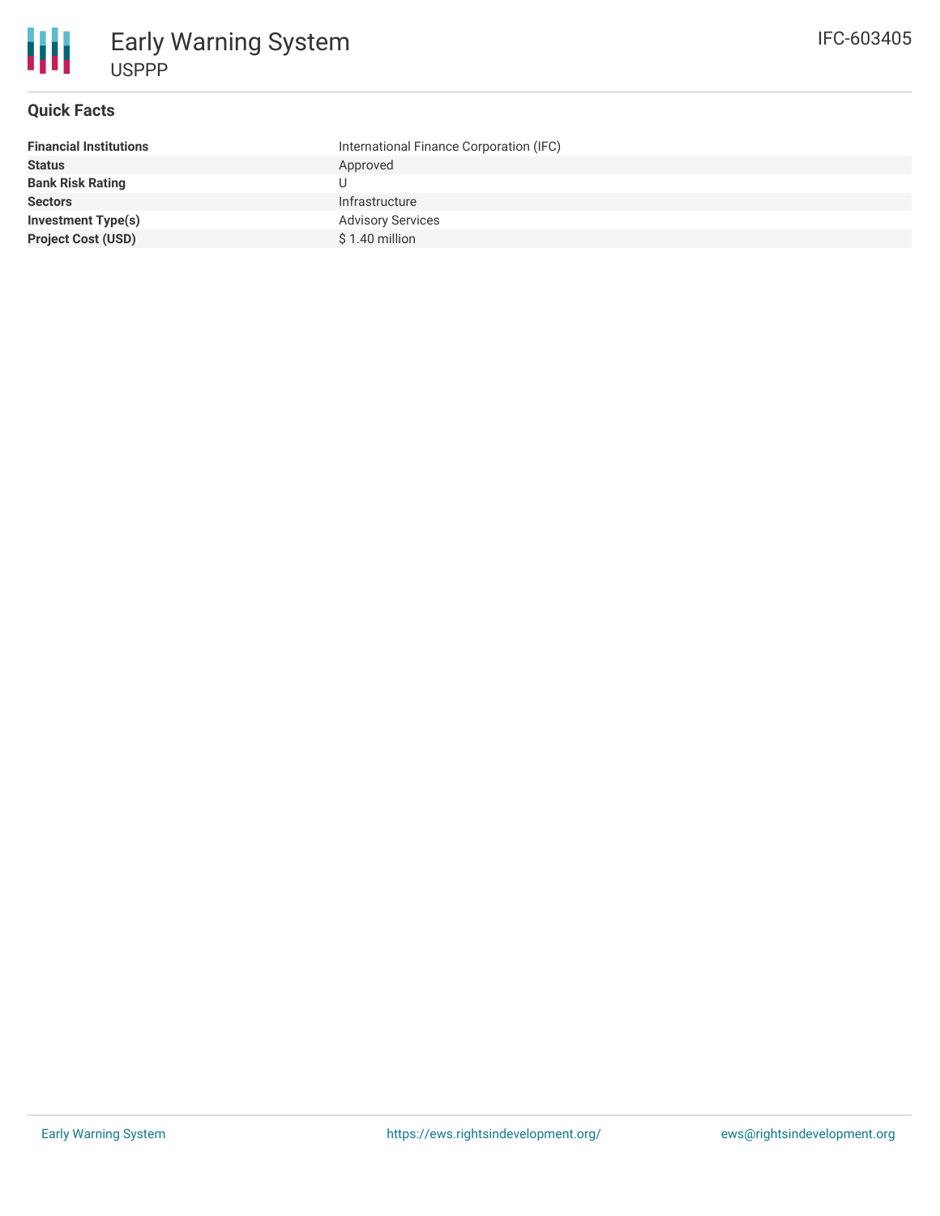# Early Warning System

## USPPP

IFC-603405

### Quick Facts

| | |
|---|---|
| **Financial Institutions** | International Finance Corporation (IFC) |
| **Status** | Approved |
| **Bank Risk Rating** | U |
| **Sectors** | Infrastructure |
| **Investment Type(s)** | Advisory Services |
| **Project Cost (USD)** | $ 1.40 million |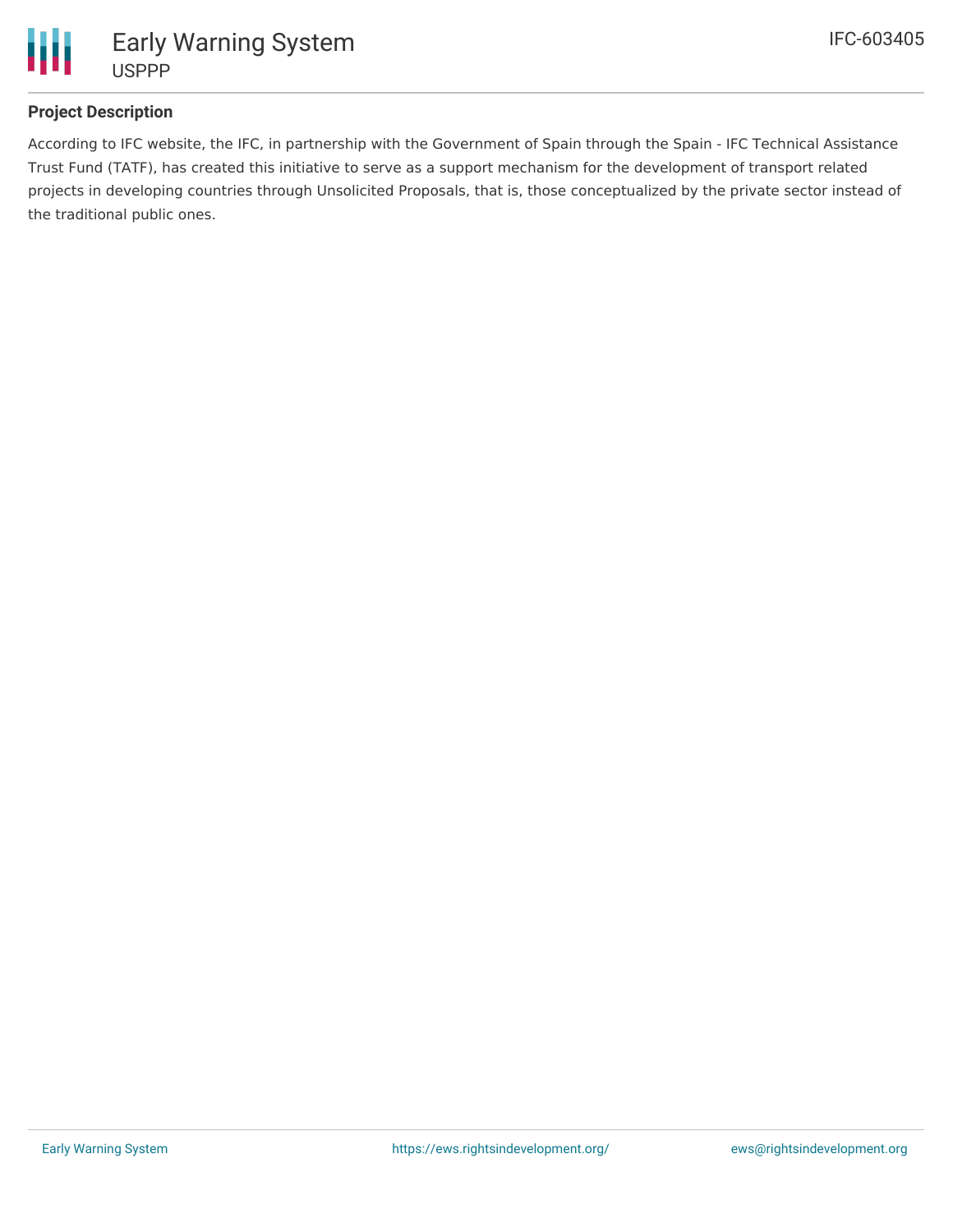## Project Description

According to IFC website, the IFC, in partnership with the Government of Spain through the Spain - IFC Technical Assistance Trust Fund (TATF), has created this initiative to serve as a support mechanism for the development of transport related projects in developing countries through Unsolicited Proposals, that is, those conceptualized by the private sector instead of the traditional public ones.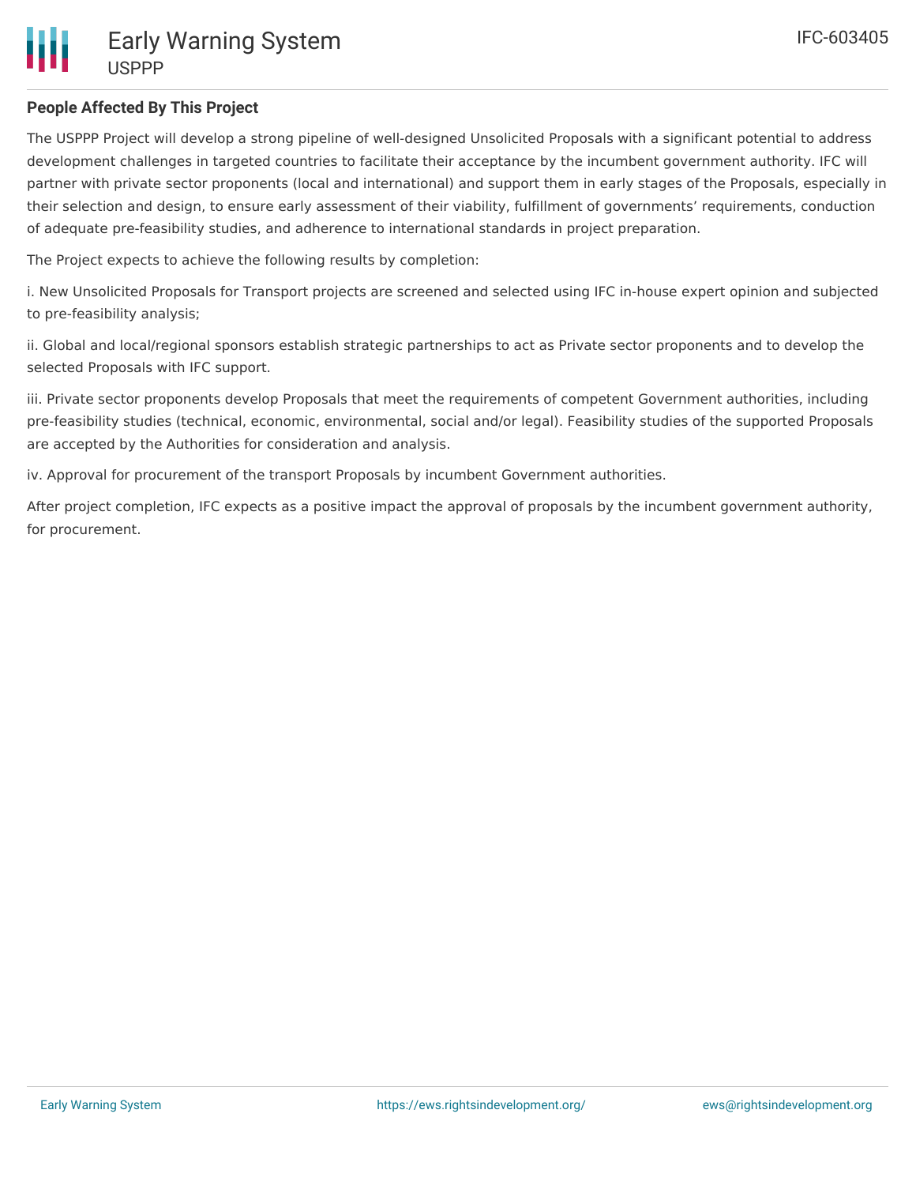## People Affected By This Project

The USPPP Project will develop a strong pipeline of well-designed Unsolicited Proposals with a significant potential to address development challenges in targeted countries to facilitate their acceptance by the incumbent government authority. IFC will partner with private sector proponents (local and international) and support them in early stages of the Proposals, especially in their selection and design, to ensure early assessment of their viability, fulfillment of governments' requirements, conduction of adequate pre-feasibility studies, and adherence to international standards in project preparation.

The Project expects to achieve the following results by completion:

i. New Unsolicited Proposals for Transport projects are screened and selected using IFC in-house expert opinion and subjected to pre-feasibility analysis;

ii. Global and local/regional sponsors establish strategic partnerships to act as Private sector proponents and to develop the selected Proposals with IFC support.

iii. Private sector proponents develop Proposals that meet the requirements of competent Government authorities, including pre-feasibility studies (technical, economic, environmental, social and/or legal). Feasibility studies of the supported Proposals are accepted by the Authorities for consideration and analysis.

iv. Approval for procurement of the transport Proposals by incumbent Government authorities.

After project completion, IFC expects as a positive impact the approval of proposals by the incumbent government authority, for procurement.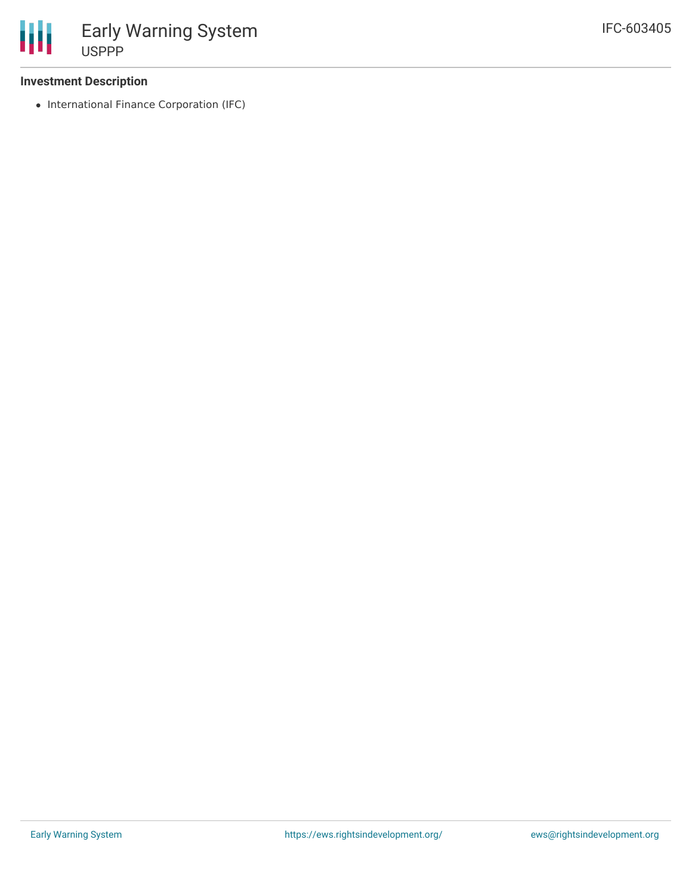**Investment Description**

- International Finance Corporation (IFC)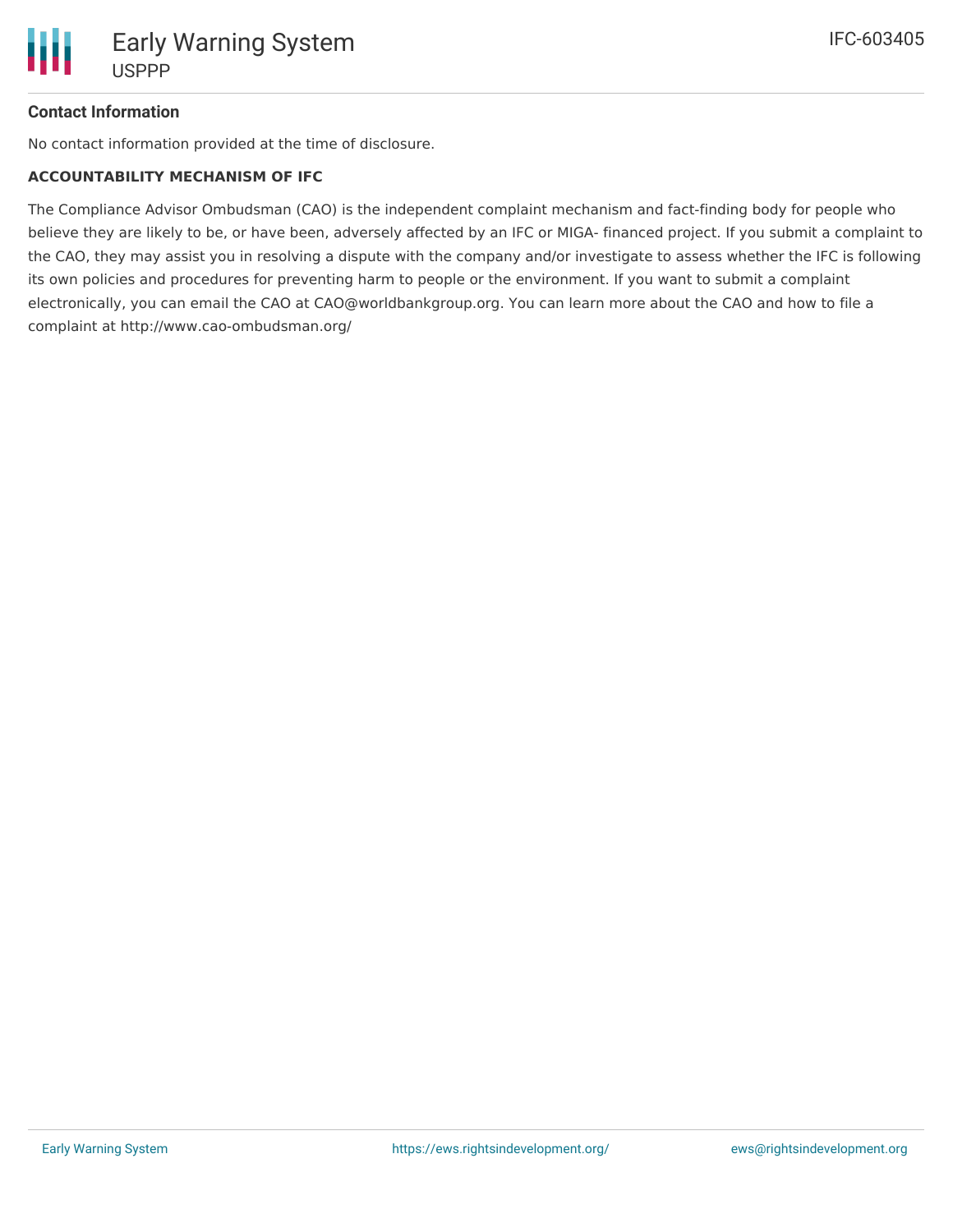### Contact Information

No contact information provided at the time of disclosure.

**ACCOUNTABILITY MECHANISM OF IFC**

The Compliance Advisor Ombudsman (CAO) is the independent complaint mechanism and fact-finding body for people who believe they are likely to be, or have been, adversely affected by an IFC or MIGA- financed project. If you submit a complaint to the CAO, they may assist you in resolving a dispute with the company and/or investigate to assess whether the IFC is following its own policies and procedures for preventing harm to people or the environment. If you want to submit a complaint electronically, you can email the CAO at CAO@worldbankgroup.org. You can learn more about the CAO and how to file a complaint at http://www.cao-ombudsman.org/